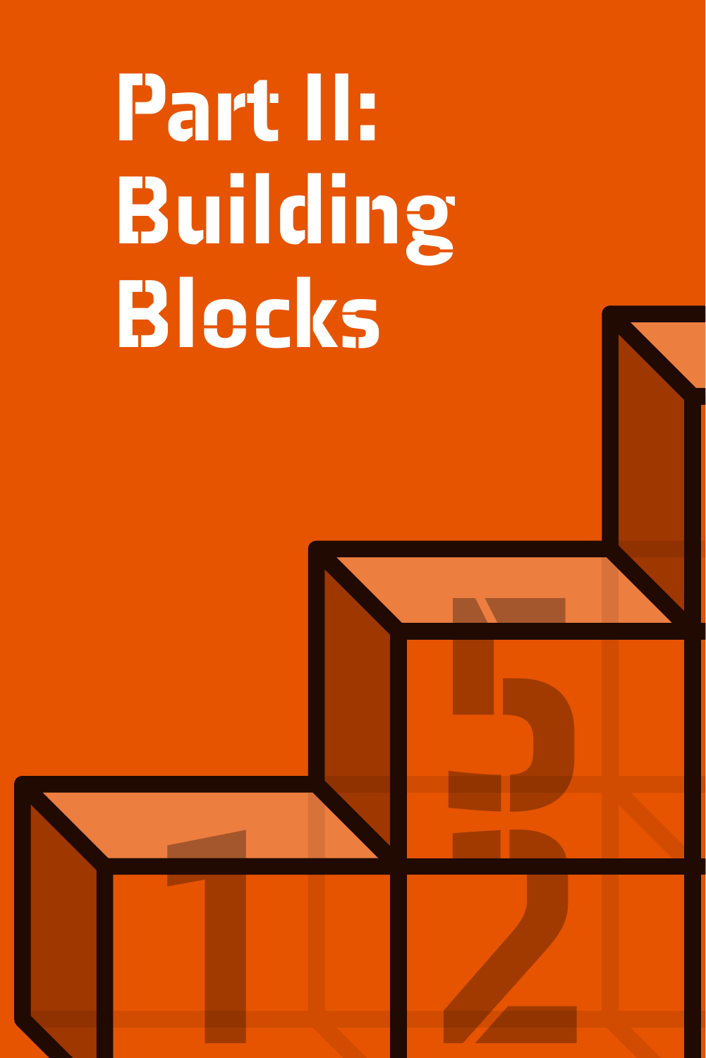# Part II: Building Blocks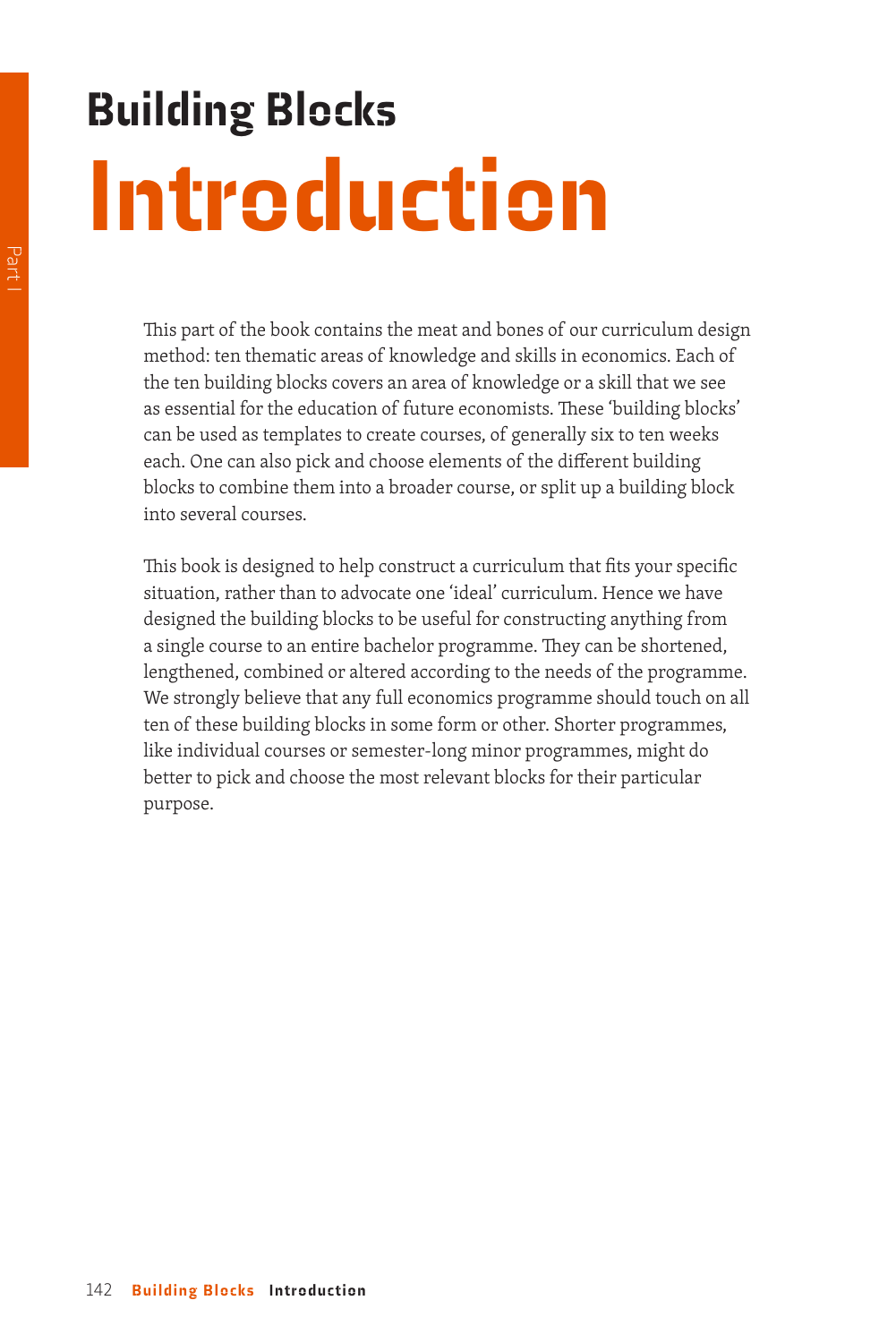# Building Blocks
# Introduction

This part of the book contains the meat and bones of our curriculum design method: ten thematic areas of knowledge and skills in economics. Each of the ten building blocks covers an area of knowledge or a skill that we see as essential for the education of future economists. These 'building blocks' can be used as templates to create courses, of generally six to ten weeks each. One can also pick and choose elements of the different building blocks to combine them into a broader course, or split up a building block into several courses.

This book is designed to help construct a curriculum that fits your specific situation, rather than to advocate one 'ideal' curriculum. Hence we have designed the building blocks to be useful for constructing anything from a single course to an entire bachelor programme. They can be shortened, lengthened, combined or altered according to the needs of the programme. We strongly believe that any full economics programme should touch on all ten of these building blocks in some form or other. Shorter programmes, like individual courses or semester-long minor programmes, might do better to pick and choose the most relevant blocks for their particular purpose.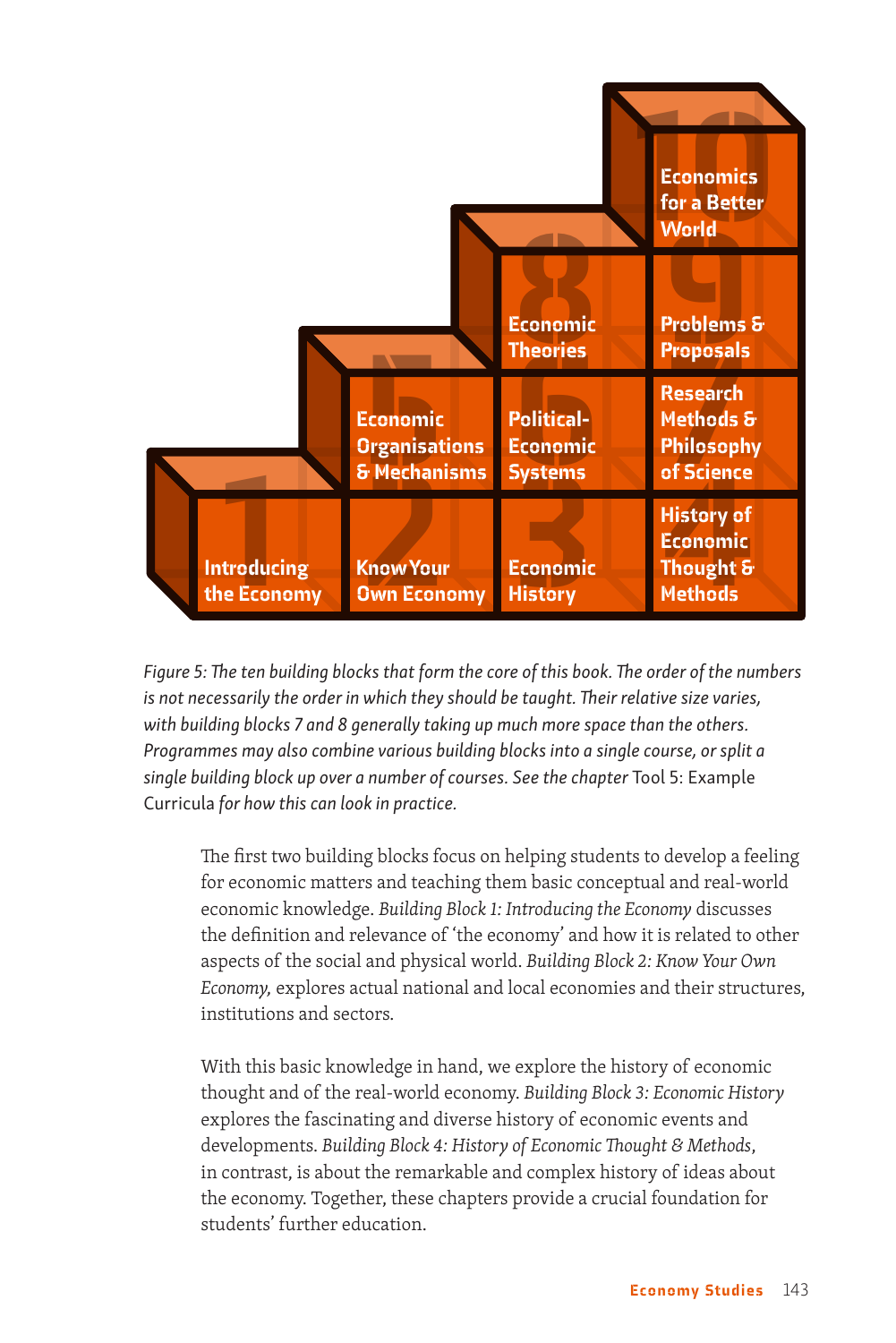*Figure 5: The ten building blocks that form the core of this book. The order of the numbers is not necessarily the order in which they should be taught. Their relative size varies, with building blocks 7 and 8 generally taking up much more space than the others. Programmes may also combine various building blocks into a single course, or split a single building block up over a number of courses. See the chapter* Tool 5: Example Curricula *for how this can look in practice.*

The first two building blocks focus on helping students to develop a feeling for economic matters and teaching them basic conceptual and real-world economic knowledge. *Building Block 1: Introducing the Economy* discusses the definition and relevance of 'the economy' and how it is related to other aspects of the social and physical world. *Building Block 2: Know Your Own Economy,* explores actual national and local economies and their structures, institutions and sectors.

With this basic knowledge in hand, we explore the history of economic thought and of the real-world economy. *Building Block 3: Economic History* explores the fascinating and diverse history of economic events and developments. *Building Block 4: History of Economic Thought & Methods*, in contrast, is about the remarkable and complex history of ideas about the economy. Together, these chapters provide a crucial foundation for students' further education.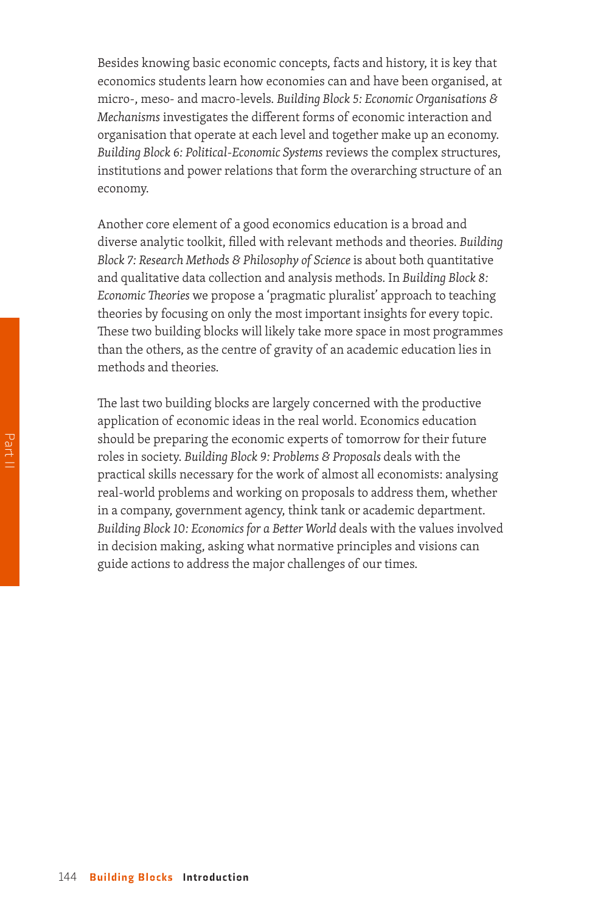Besides knowing basic economic concepts, facts and history, it is key that economics students learn how economies can and have been organised, at micro-, meso- and macro-levels. *Building Block 5: Economic Organisations & Mechanisms* investigates the different forms of economic interaction and organisation that operate at each level and together make up an economy. *Building Block 6: Political-Economic Systems* reviews the complex structures, institutions and power relations that form the overarching structure of an economy.

Another core element of a good economics education is a broad and diverse analytic toolkit, filled with relevant methods and theories. *Building Block 7: Research Methods & Philosophy of Science* is about both quantitative and qualitative data collection and analysis methods. In *Building Block 8: Economic Theories* we propose a 'pragmatic pluralist' approach to teaching theories by focusing on only the most important insights for every topic. These two building blocks will likely take more space in most programmes than the others, as the centre of gravity of an academic education lies in methods and theories.

The last two building blocks are largely concerned with the productive application of economic ideas in the real world. Economics education should be preparing the economic experts of tomorrow for their future roles in society. *Building Block 9: Problems & Proposals* deals with the practical skills necessary for the work of almost all economists: analysing real-world problems and working on proposals to address them, whether in a company, government agency, think tank or academic department. *Building Block 10: Economics for a Better World* deals with the values involved in decision making, asking what normative principles and visions can guide actions to address the major challenges of our times.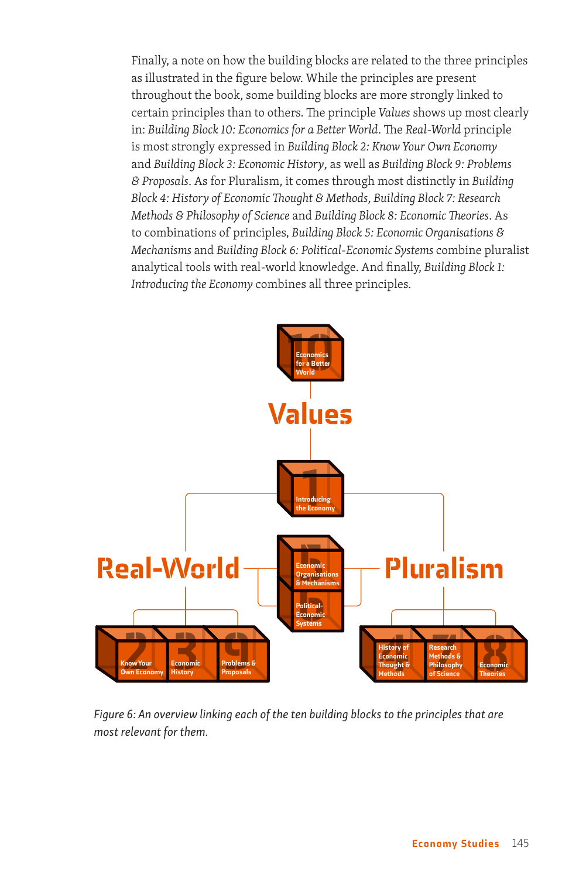Finally, a note on how the building blocks are related to the three principles as illustrated in the figure below. While the principles are present throughout the book, some building blocks are more strongly linked to certain principles than to others. The principle *Values* shows up most clearly in: *Building Block 10: Economics for a Better World*. The *Real-World* principle is most strongly expressed in *Building Block 2: Know Your Own Economy* and *Building Block 3: Economic History*, as well as *Building Block 9: Problems & Proposals*. As for Pluralism, it comes through most distinctly in *Building Block 4: History of Economic Thought & Methods*, *Building Block 7: Research Methods & Philosophy of Science* and *Building Block 8: Economic Theories*. As to combinations of principles, *Building Block 5: Economic Organisations & Mechanisms* and *Building Block 6: Political-Economic Systems* combine pluralist analytical tools with real-world knowledge. And finally, *Building Block 1: Introducing the Economy* combines all three principles.

10 Economics for a Better World

Values

1 Introducing the Economy

Real-World

5 Economic Organisations & Mechanisms

6 Political-Economic Systems

Pluralism

2 Know Your Own Economy

3 Economic History

9 Problems & Proposals

4 History of Economic Thought & Methods

7 Research Methods & Philosophy of Science

8 Economic Theories

*Figure 6: An overview linking each of the ten building blocks to the principles that are most relevant for them.*